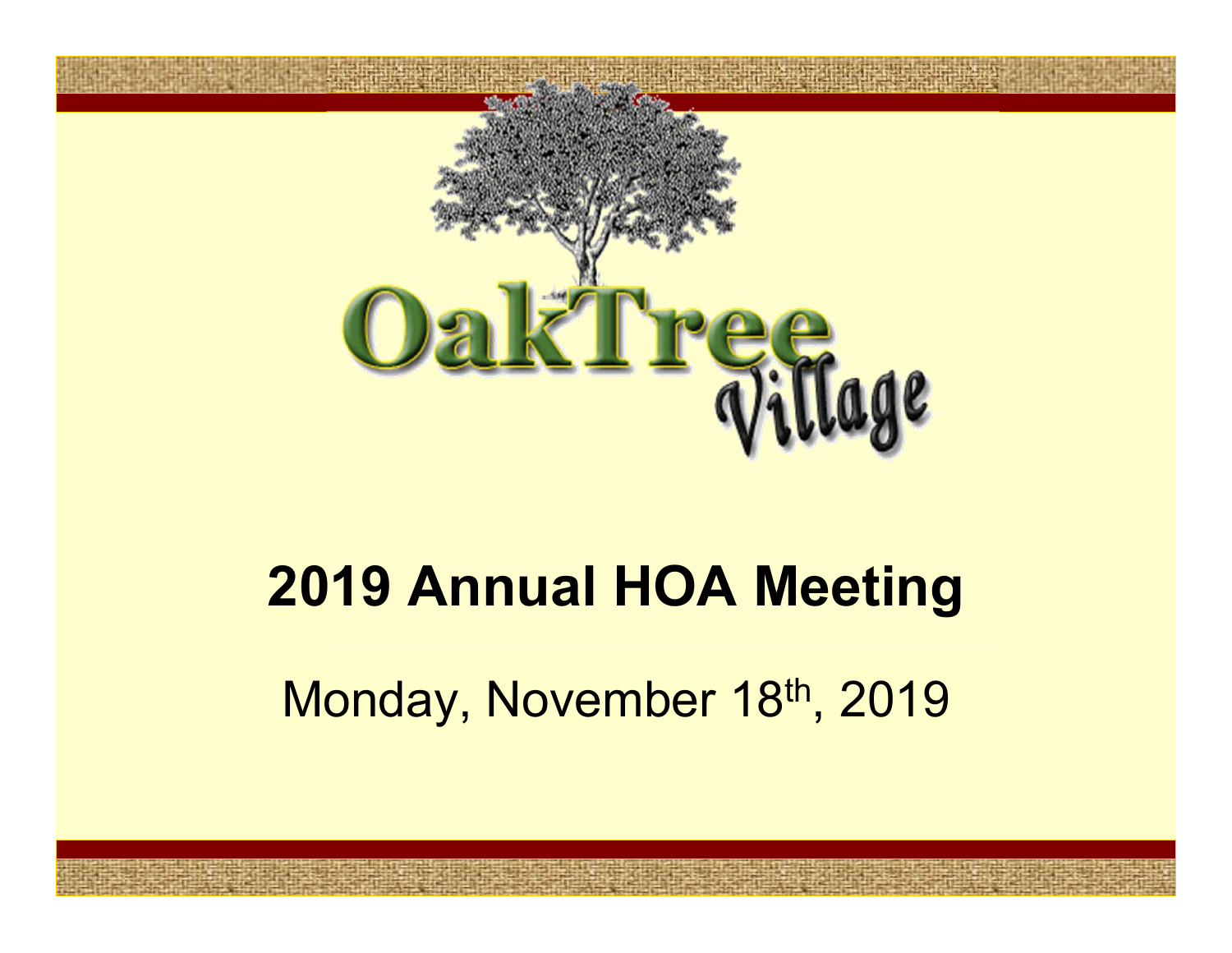OakTree Village

# 2019 Annual HOA Meeting

Monday, November 18th, 2019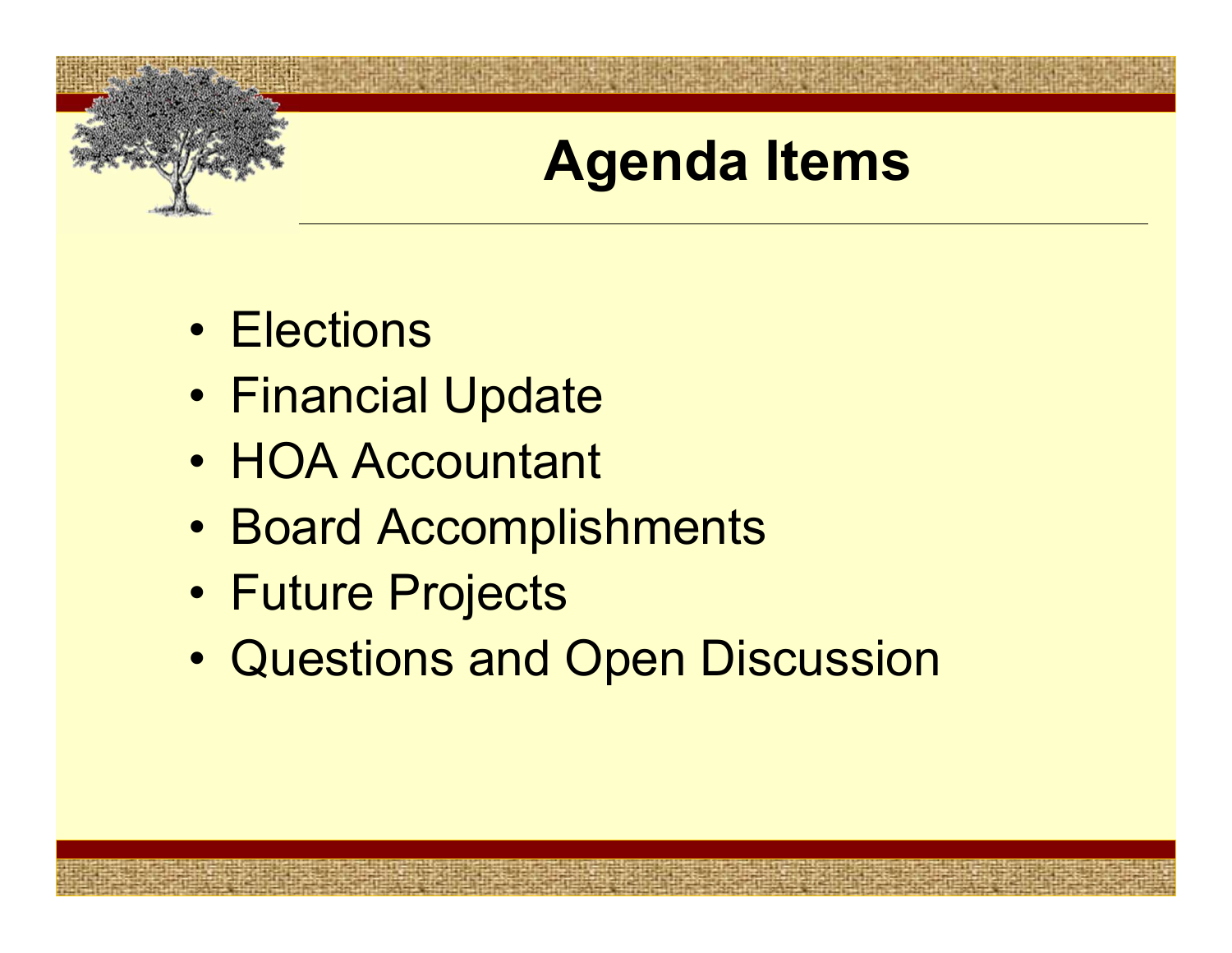# Agenda Items

- Elections
- Financial Update
- HOA Accountant
- Board Accomplishments
- Future Projects
- Questions and Open Discussion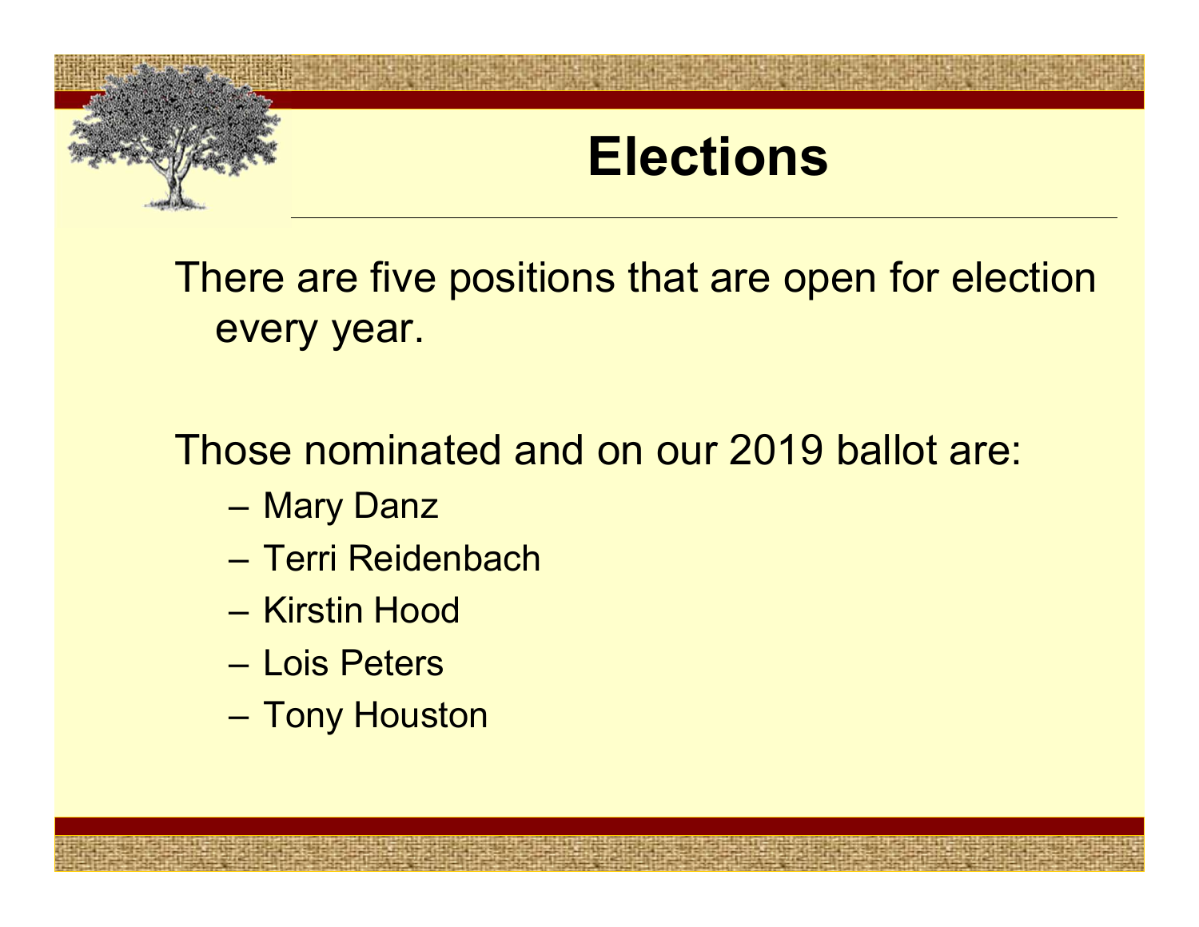# Elections

There are five positions that are open for election every year.

Those nominated and on our 2019 ballot are:

- Mary Danz
- Terri Reidenbach
- Kirstin Hood
- Lois Peters
- Tony Houston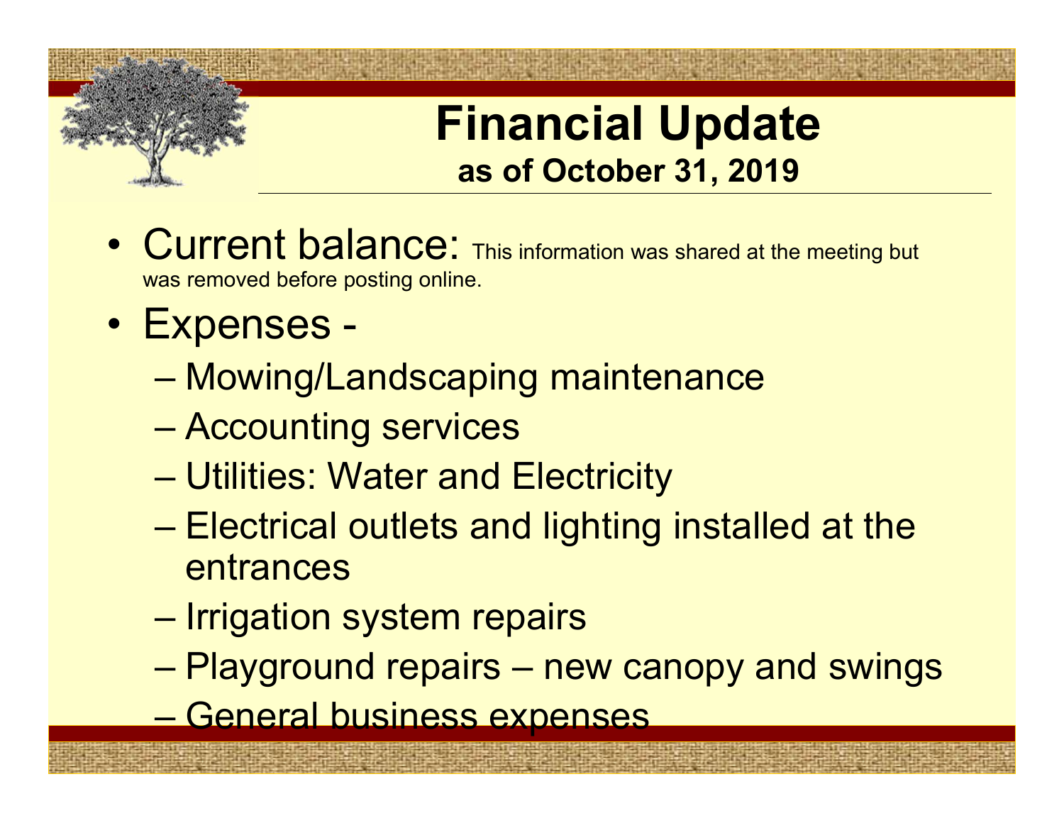# Financial Update

## as of October 31, 2019

- Current balance: This information was shared at the meeting but was removed before posting online.
- Expenses -
  - Mowing/Landscaping maintenance
  - Accounting services
  - Utilities: Water and Electricity
  - Electrical outlets and lighting installed at the entrances
  - Irrigation system repairs
  - Playground repairs – new canopy and swings
  - General business expenses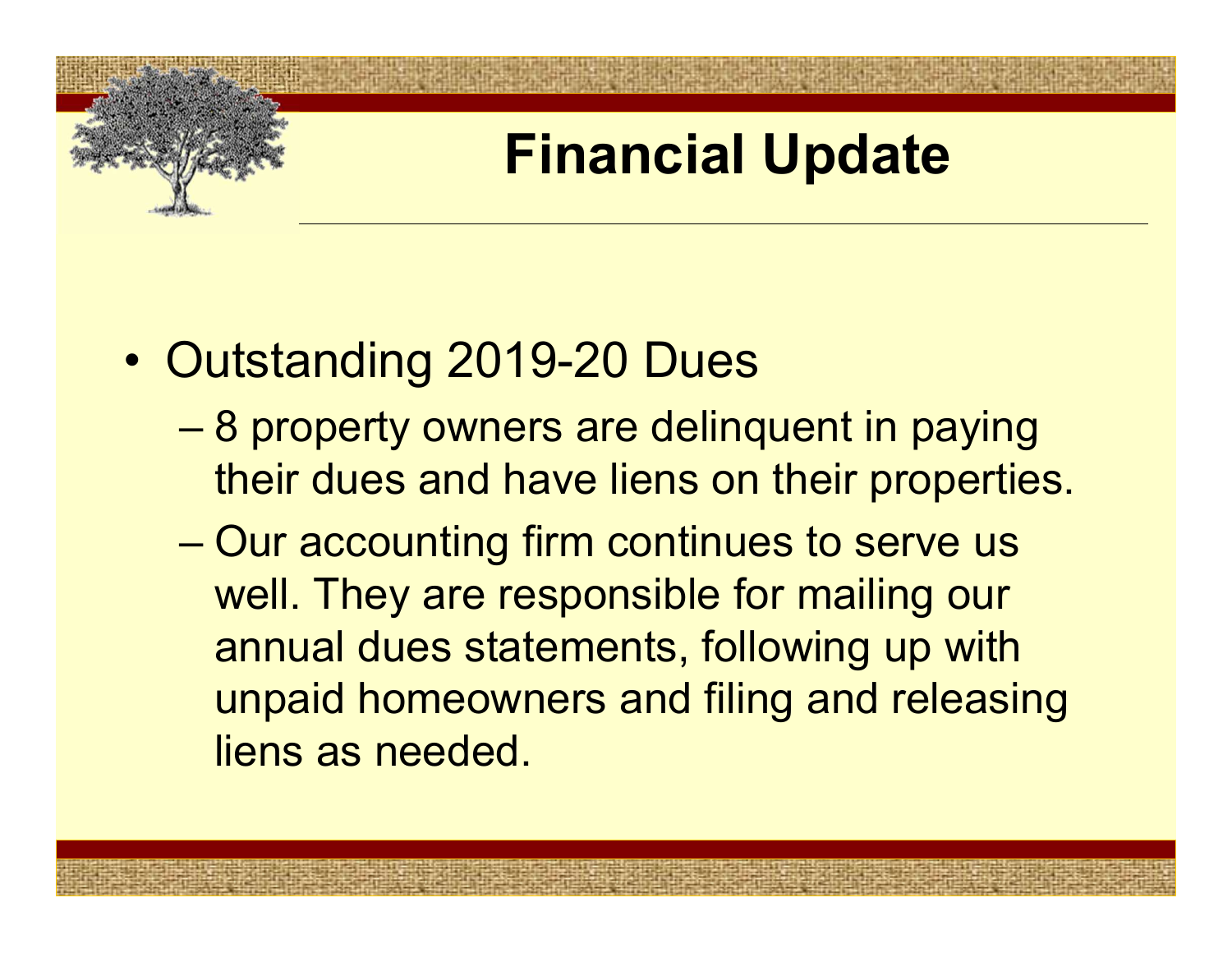# Financial Update

- Outstanding 2019-20 Dues
  - 8 property owners are delinquent in paying their dues and have liens on their properties.
  - Our accounting firm continues to serve us well. They are responsible for mailing our annual dues statements, following up with unpaid homeowners and filing and releasing liens as needed.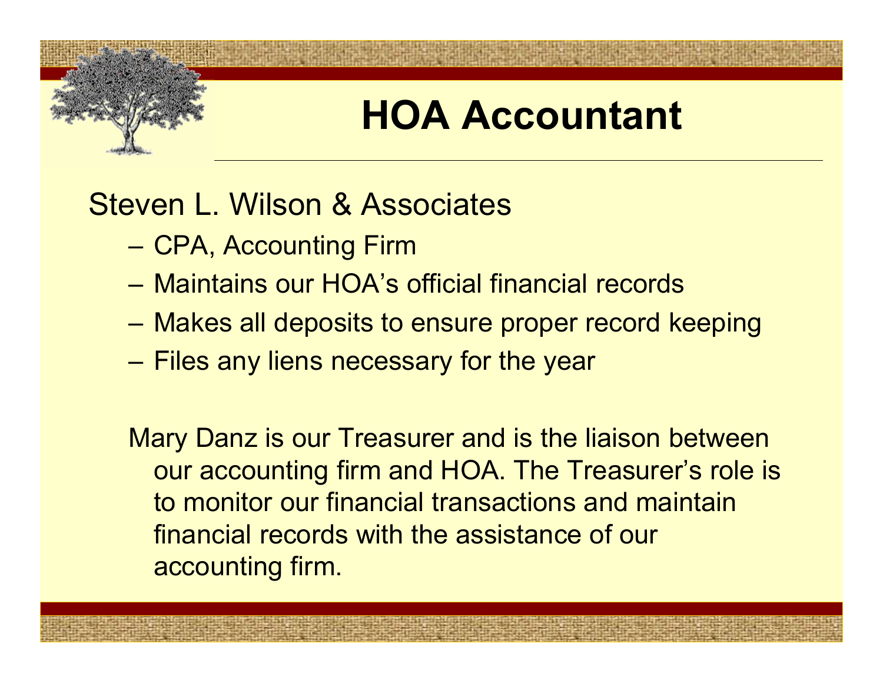# HOA Accountant

Steven L. Wilson & Associates

- CPA, Accounting Firm
- Maintains our HOA's official financial records
- Makes all deposits to ensure proper record keeping
- Files any liens necessary for the year

Mary Danz is our Treasurer and is the liaison between our accounting firm and HOA. The Treasurer's role is to monitor our financial transactions and maintain financial records with the assistance of our accounting firm.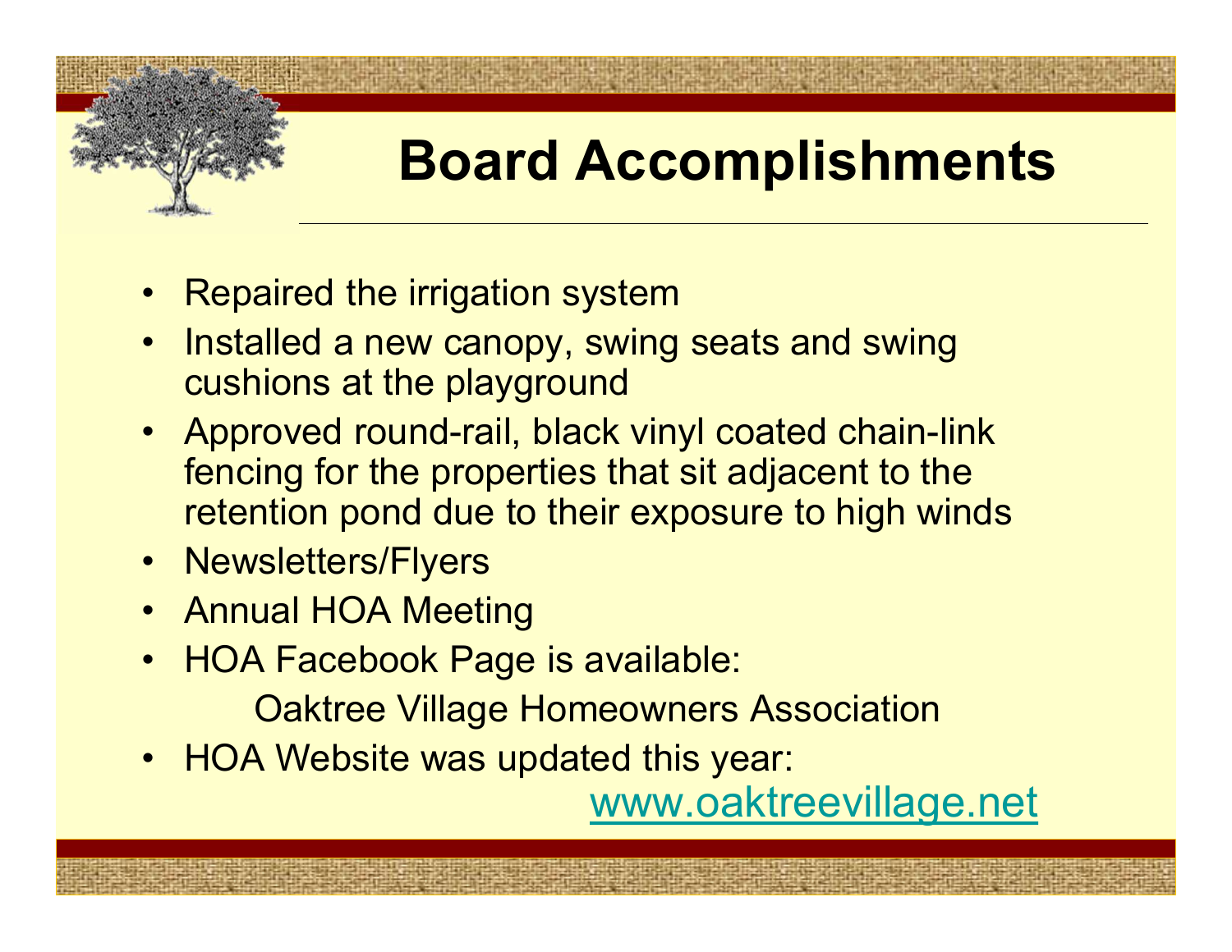# Board Accomplishments

- Repaired the irrigation system
- Installed a new canopy, swing seats and swing cushions at the playground
- Approved round-rail, black vinyl coated chain-link fencing for the properties that sit adjacent to the retention pond due to their exposure to high winds
- Newsletters/Flyers
- Annual HOA Meeting
- HOA Facebook Page is available:

  Oaktree Village Homeowners Association
- HOA Website was updated this year:

  www.oaktreevillage.net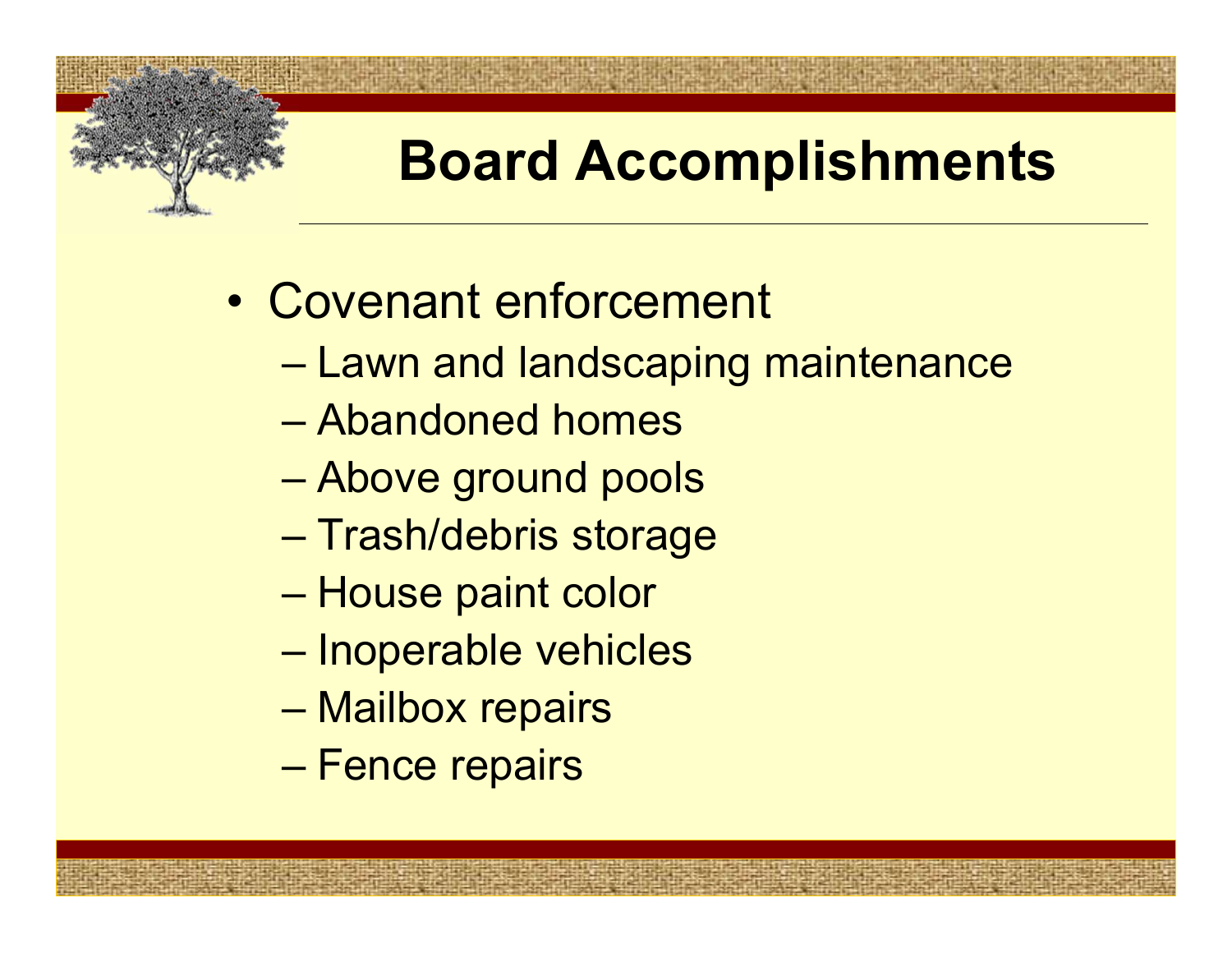# Board Accomplishments

- Covenant enforcement
  - Lawn and landscaping maintenance
  - Abandoned homes
  - Above ground pools
  - Trash/debris storage
  - House paint color
  - Inoperable vehicles
  - Mailbox repairs
  - Fence repairs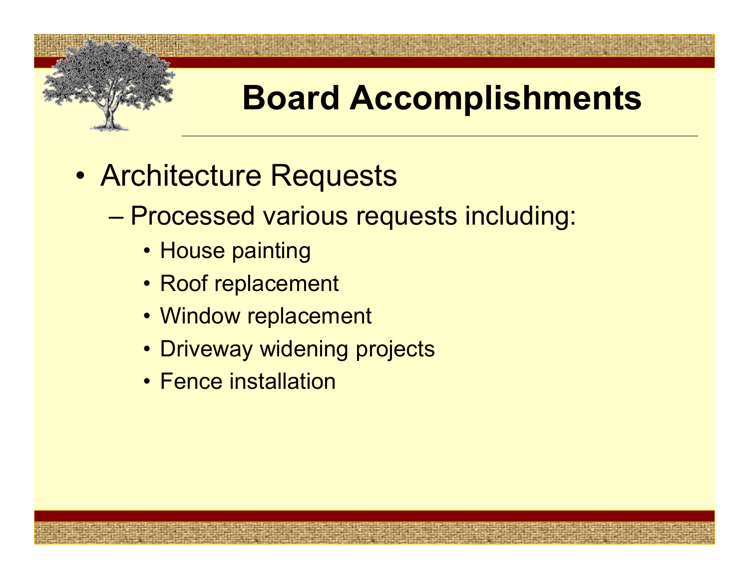# Board Accomplishments

- Architecture Requests
  - Processed various requests including:
    - House painting
    - Roof replacement
    - Window replacement
    - Driveway widening projects
    - Fence installation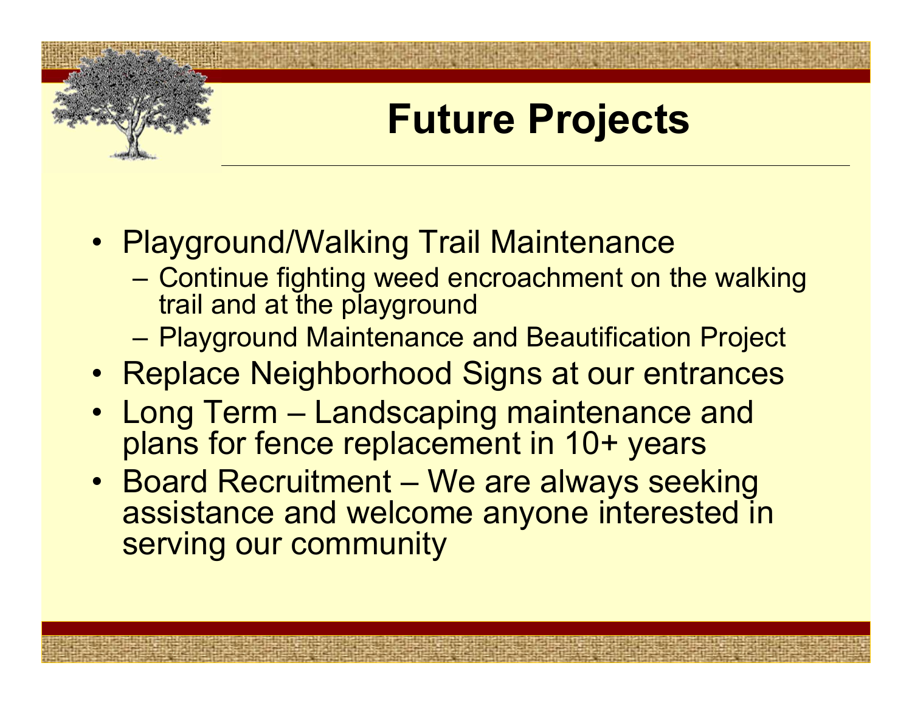# Future Projects

- Playground/Walking Trail Maintenance
  - Continue fighting weed encroachment on the walking trail and at the playground
  - Playground Maintenance and Beautification Project
- Replace Neighborhood Signs at our entrances
- Long Term – Landscaping maintenance and plans for fence replacement in 10+ years
- Board Recruitment – We are always seeking assistance and welcome anyone interested in serving our community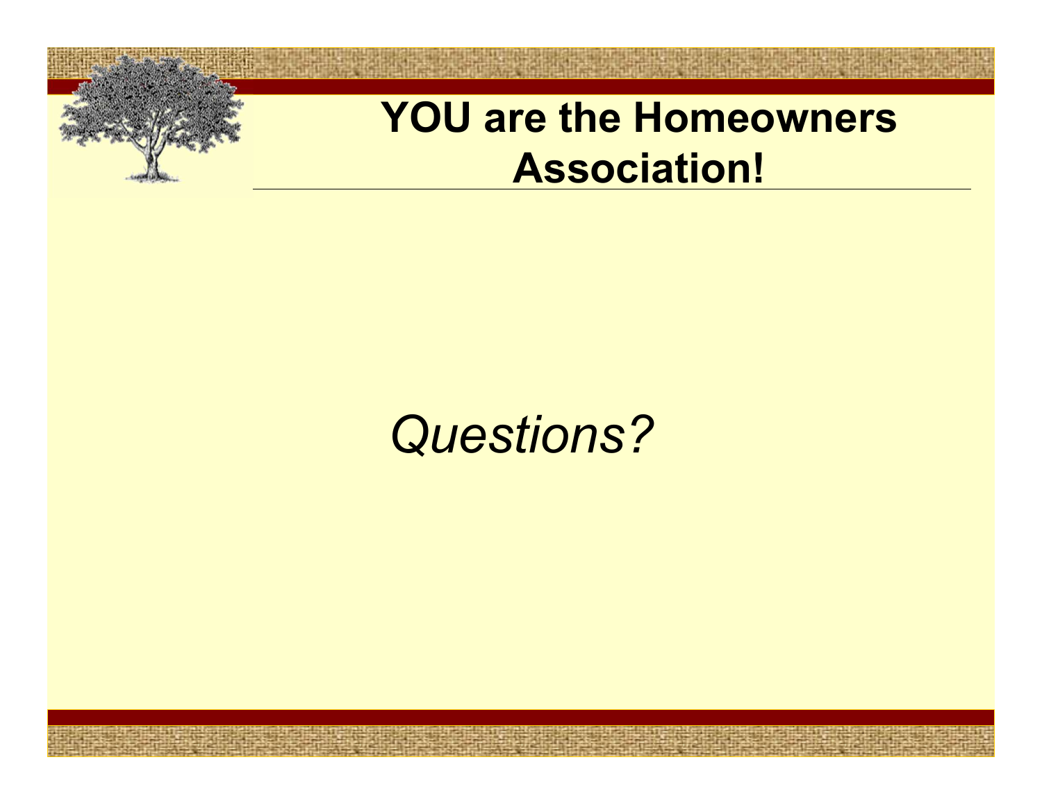# YOU are the Homeowners Association!

*Questions?*